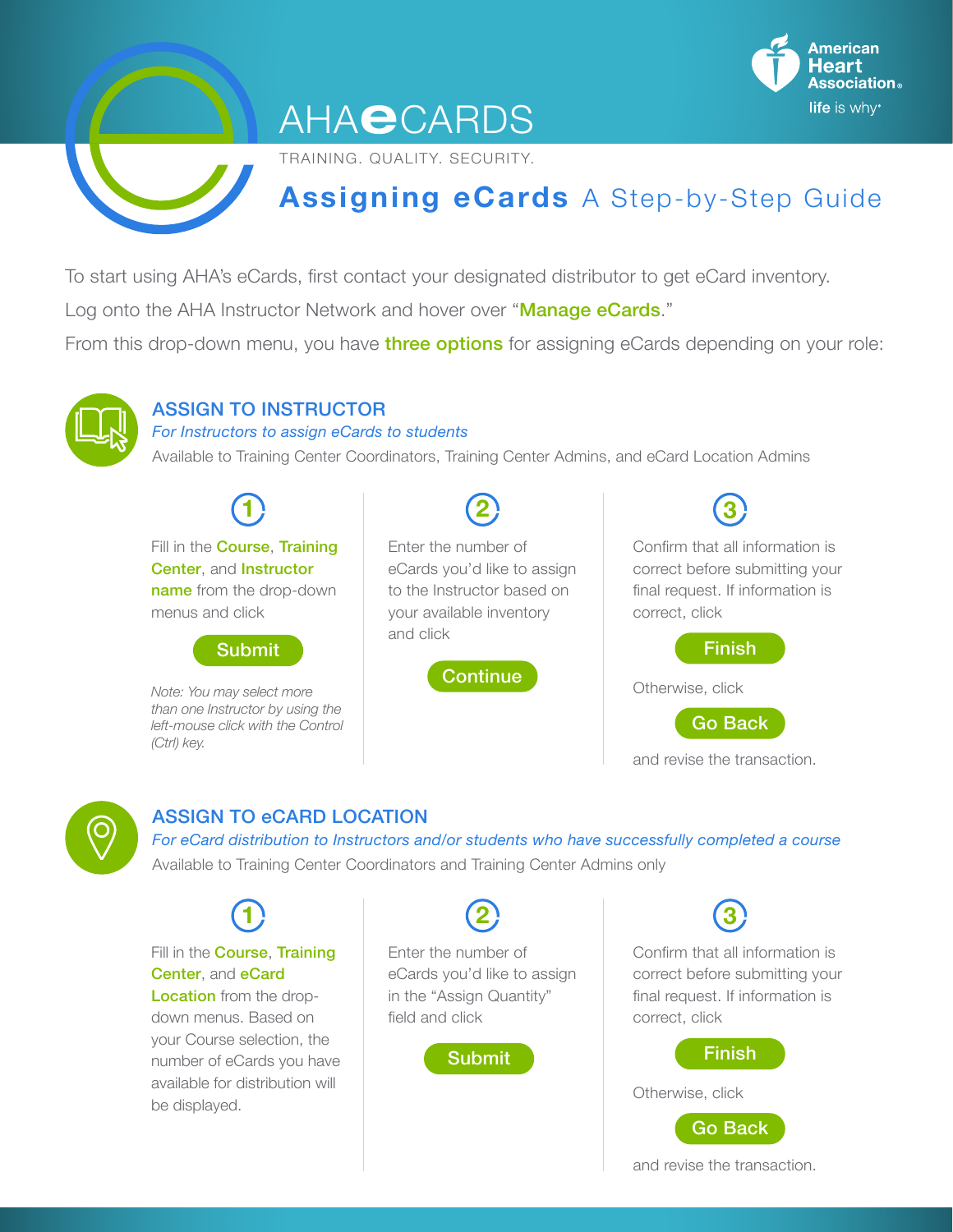# AHA eCARDS

TRAINING. QUALITY. SECURITY.

American Heart Association® life is why™

## **Assigning eCards** A Step-by-Step Guide

To start using AHA's eCards, first contact your designated distributor to get eCard inventory.

Log onto the AHA Instructor Network and hover over "**Manage eCards**."

From this drop-down menu, you have **three options** for assigning eCards depending on your role:

### ASSIGN TO INSTRUCTOR

*For Instructors to assign eCards to students*

Available to Training Center Coordinators, Training Center Admins, and eCard Location Admins

**1** Fill in the **Course**, **Training Center**, and **Instructor name** from the drop-down menus and click

**Submit**

*Note: You may select more than one Instructor by using the left-mouse click with the Control (Ctrl) key.*

**2** Enter the number of eCards you'd like to assign to the Instructor based on your available inventory and click

**Continue**

**3** Confirm that all information is correct before submitting your final request. If information is correct, click

**Finish**

Otherwise, click

**Go Back**

and revise the transaction.

### ASSIGN TO eCARD LOCATION

*For eCard distribution to Instructors and/or students who have successfully completed a course*

Available to Training Center Coordinators and Training Center Admins only

**1** Fill in the **Course**, **Training Center**, and **eCard Location** from the drop-down menus. Based on your Course selection, the number of eCards you have available for distribution will be displayed.

**2** Enter the number of eCards you'd like to assign in the "Assign Quantity" field and click

**Submit**

**3** Confirm that all information is correct before submitting your final request. If information is correct, click

**Finish**

Otherwise, click

**Go Back**

and revise the transaction.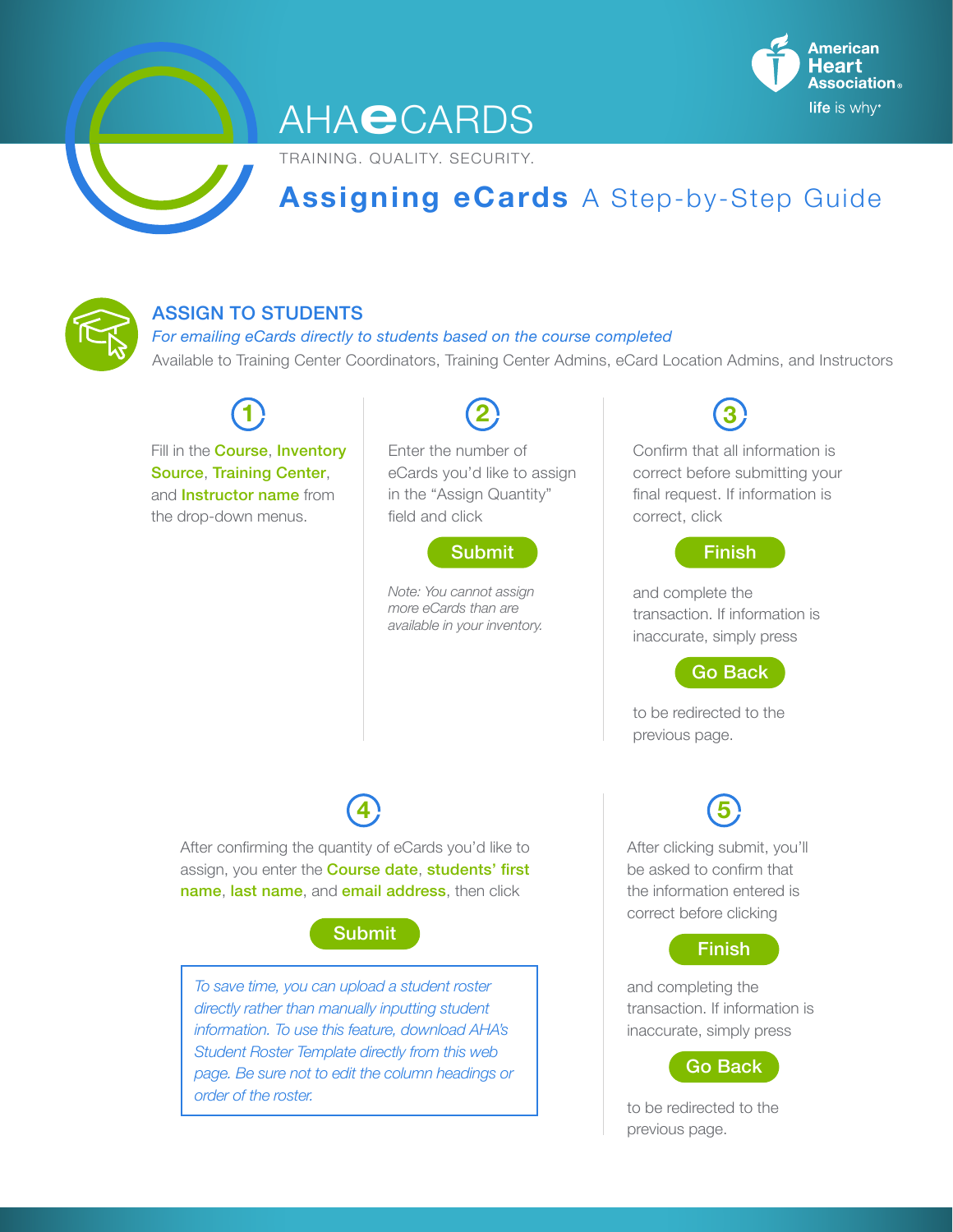# AHA eCARDS

TRAINING. QUALITY. SECURITY.

American Heart Association. life is why

## Assigning eCards A Step-by-Step Guide

### ASSIGN TO STUDENTS

*For emailing eCards directly to students based on the course completed*

Available to Training Center Coordinators, Training Center Admins, eCard Location Admins, and Instructors

**1**

Fill in the **Course**, **Inventory Source**, **Training Center**, and **Instructor name** from the drop-down menus.

**2**

Enter the number of eCards you'd like to assign in the "Assign Quantity" field and click

**Submit**

*Note: You cannot assign more eCards than are available in your inventory.*

**3**

Confirm that all information is correct before submitting your final request. If information is correct, click

**Finish**

and complete the transaction. If information is inaccurate, simply press

**Go Back**

to be redirected to the previous page.

**4**

After confirming the quantity of eCards you'd like to assign, you enter the **Course date**, **students' first name**, **last name**, and **email address**, then click

**Submit**

*To save time, you can upload a student roster directly rather than manually inputting student information. To use this feature, download AHA's Student Roster Template directly from this web page. Be sure not to edit the column headings or order of the roster.*

**5**

After clicking submit, you'll be asked to confirm that the information entered is correct before clicking

**Finish**

and completing the transaction. If information is inaccurate, simply press

**Go Back**

to be redirected to the previous page.